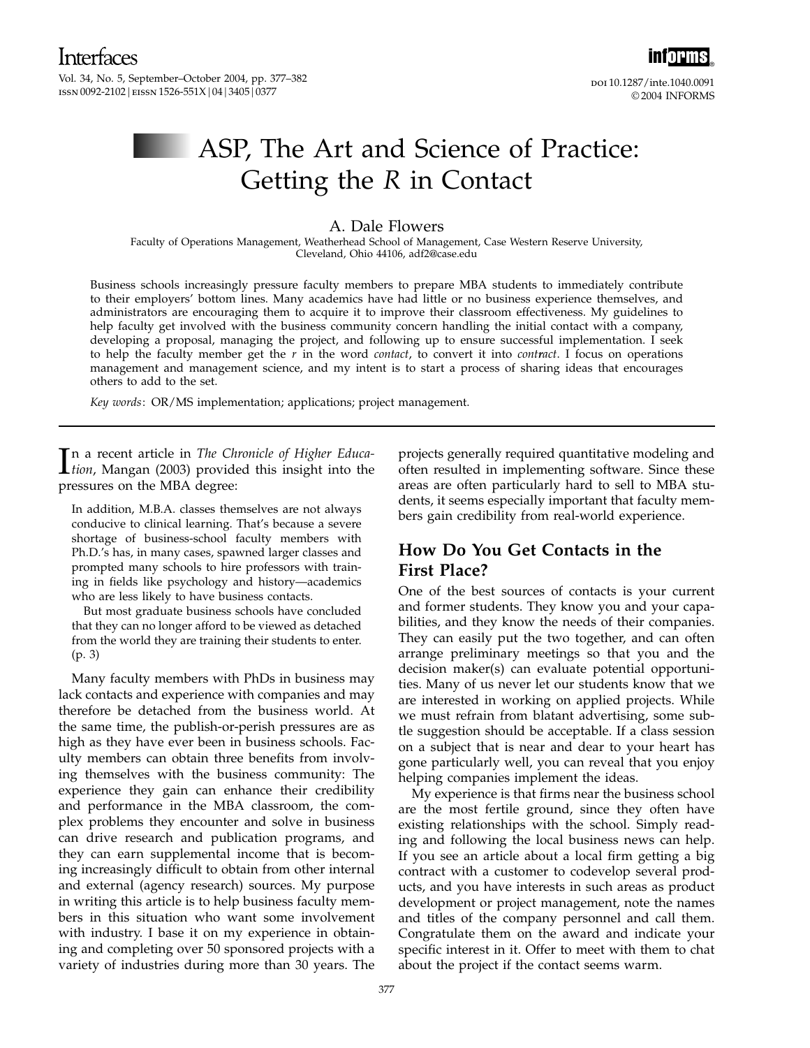# ASP, The Art and Science of Practice: Getting the *R* in Contact

A. Dale Flowers

Faculty of Operations Management, Weatherhead School of Management, Case Western Reserve University, Cleveland, Ohio 44106, adf2@case.edu

Business schools increasingly pressure faculty members to prepare MBA students to immediately contribute to their employers' bottom lines. Many academics have had little or no business experience themselves, and administrators are encouraging them to acquire it to improve their classroom effectiveness. My guidelines to help faculty get involved with the business community concern handling the initial contact with a company, developing a proposal, managing the project, and following up to ensure successful implementation. I seek to help the faculty member get the *r* in the word *contact*, to convert it into *contract*. I focus on operations management and management science, and my intent is to start a process of sharing ideas that encourages others to add to the set.

*Key words*: OR/MS implementation; applications; project management.

---

In a recent article in *The Chronicle of Higher Education*, Mangan (2003) provided this insight into the pressures on the MBA degree:

> In addition, M.B.A. classes themselves are not always conducive to clinical learning. That's because a severe shortage of business-school faculty members with Ph.D.'s has, in many cases, spawned larger classes and prompted many schools to hire professors with training in fields like psychology and history—academics who are less likely to have business contacts.
>
> But most graduate business schools have concluded that they can no longer afford to be viewed as detached from the world they are training their students to enter. (p. 3)

Many faculty members with PhDs in business may lack contacts and experience with companies and may therefore be detached from the business world. At the same time, the publish-or-perish pressures are as high as they have ever been in business schools. Faculty members can obtain three benefits from involving themselves with the business community: The experience they gain can enhance their credibility and performance in the MBA classroom, the complex problems they encounter and solve in business can drive research and publication programs, and they can earn supplemental income that is becoming increasingly difficult to obtain from other internal and external (agency research) sources. My purpose in writing this article is to help business faculty members in this situation who want some involvement with industry. I base it on my experience in obtaining and completing over 50 sponsored projects with a variety of industries during more than 30 years. The projects generally required quantitative modeling and often resulted in implementing software. Since these areas are often particularly hard to sell to MBA students, it seems especially important that faculty members gain credibility from real-world experience.

## How Do You Get Contacts in the First Place?

One of the best sources of contacts is your current and former students. They know you and your capabilities, and they know the needs of their companies. They can easily put the two together, and can often arrange preliminary meetings so that you and the decision maker(s) can evaluate potential opportunities. Many of us never let our students know that we are interested in working on applied projects. While we must refrain from blatant advertising, some subtle suggestion should be acceptable. If a class session on a subject that is near and dear to your heart has gone particularly well, you can reveal that you enjoy helping companies implement the ideas.

My experience is that firms near the business school are the most fertile ground, since they often have existing relationships with the school. Simply reading and following the local business news can help. If you see an article about a local firm getting a big contract with a customer to codevelop several products, and you have interests in such areas as product development or project management, note the names and titles of the company personnel and call them. Congratulate them on the award and indicate your specific interest in it. Offer to meet with them to chat about the project if the contact seems warm.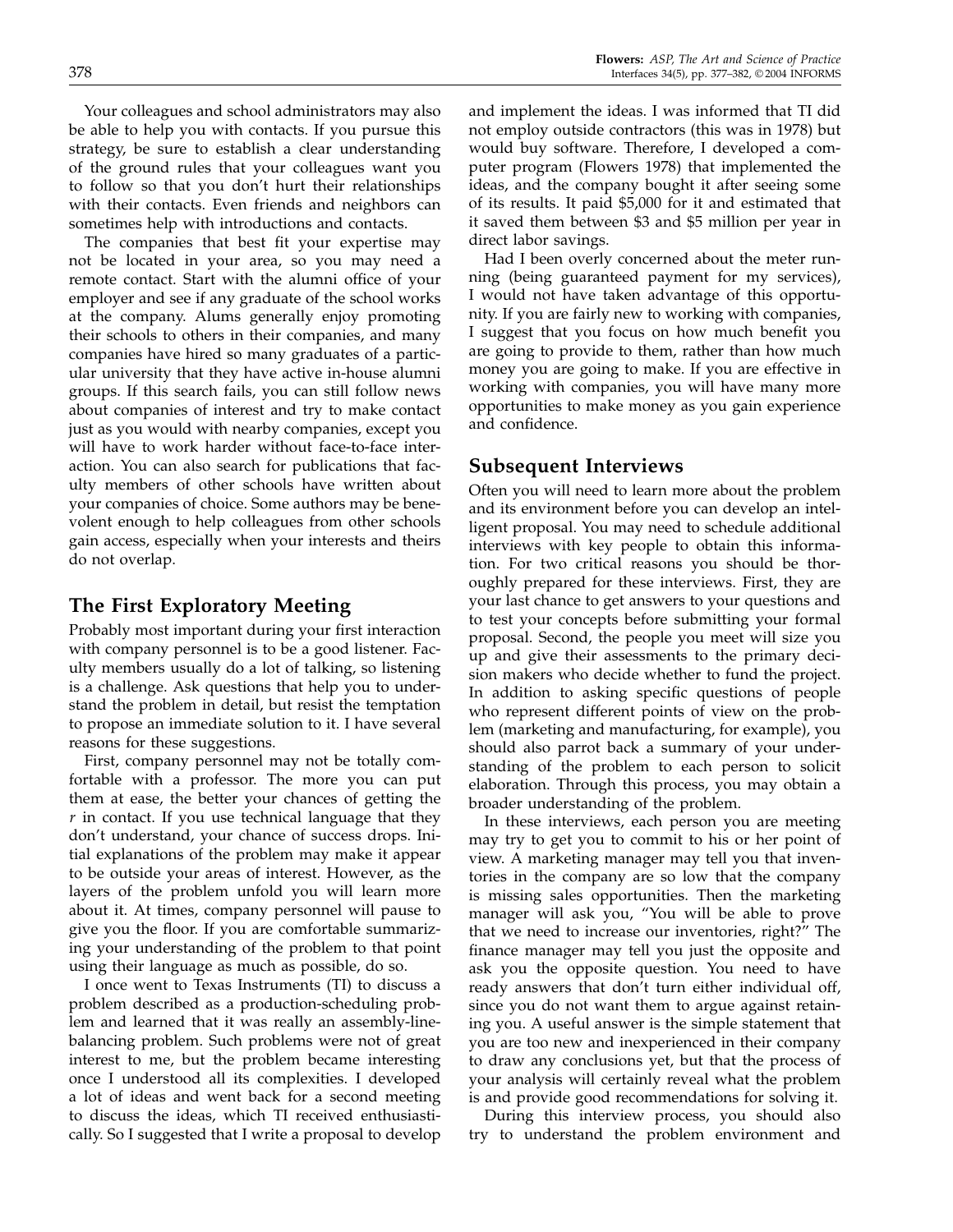Your colleagues and school administrators may also be able to help you with contacts. If you pursue this strategy, be sure to establish a clear understanding of the ground rules that your colleagues want you to follow so that you don't hurt their relationships with their contacts. Even friends and neighbors can sometimes help with introductions and contacts.

The companies that best fit your expertise may not be located in your area, so you may need a remote contact. Start with the alumni office of your employer and see if any graduate of the school works at the company. Alums generally enjoy promoting their schools to others in their companies, and many companies have hired so many graduates of a particular university that they have active in-house alumni groups. If this search fails, you can still follow news about companies of interest and try to make contact just as you would with nearby companies, except you will have to work harder without face-to-face interaction. You can also search for publications that faculty members of other schools have written about your companies of choice. Some authors may be benevolent enough to help colleagues from other schools gain access, especially when your interests and theirs do not overlap.

## The First Exploratory Meeting

Probably most important during your first interaction with company personnel is to be a good listener. Faculty members usually do a lot of talking, so listening is a challenge. Ask questions that help you to understand the problem in detail, but resist the temptation to propose an immediate solution to it. I have several reasons for these suggestions.

First, company personnel may not be totally comfortable with a professor. The more you can put them at ease, the better your chances of getting the *r* in contact. If you use technical language that they don't understand, your chance of success drops. Initial explanations of the problem may make it appear to be outside your areas of interest. However, as the layers of the problem unfold you will learn more about it. At times, company personnel will pause to give you the floor. If you are comfortable summarizing your understanding of the problem to that point using their language as much as possible, do so.

I once went to Texas Instruments (TI) to discuss a problem described as a production-scheduling problem and learned that it was really an assembly-line-balancing problem. Such problems were not of great interest to me, but the problem became interesting once I understood all its complexities. I developed a lot of ideas and went back for a second meeting to discuss the ideas, which TI received enthusiastically. So I suggested that I write a proposal to develop and implement the ideas. I was informed that TI did not employ outside contractors (this was in 1978) but would buy software. Therefore, I developed a computer program (Flowers 1978) that implemented the ideas, and the company bought it after seeing some of its results. It paid $5,000 for it and estimated that it saved them between $3 and $5 million per year in direct labor savings.

Had I been overly concerned about the meter running (being guaranteed payment for my services), I would not have taken advantage of this opportunity. If you are fairly new to working with companies, I suggest that you focus on how much benefit you are going to provide to them, rather than how much money you are going to make. If you are effective in working with companies, you will have many more opportunities to make money as you gain experience and confidence.

## Subsequent Interviews

Often you will need to learn more about the problem and its environment before you can develop an intelligent proposal. You may need to schedule additional interviews with key people to obtain this information. For two critical reasons you should be thoroughly prepared for these interviews. First, they are your last chance to get answers to your questions and to test your concepts before submitting your formal proposal. Second, the people you meet will size you up and give their assessments to the primary decision makers who decide whether to fund the project. In addition to asking specific questions of people who represent different points of view on the problem (marketing and manufacturing, for example), you should also parrot back a summary of your understanding of the problem to each person to solicit elaboration. Through this process, you may obtain a broader understanding of the problem.

In these interviews, each person you are meeting may try to get you to commit to his or her point of view. A marketing manager may tell you that inventories in the company are so low that the company is missing sales opportunities. Then the marketing manager will ask you, "You will be able to prove that we need to increase our inventories, right?" The finance manager may tell you just the opposite and ask you the opposite question. You need to have ready answers that don't turn either individual off, since you do not want them to argue against retaining you. A useful answer is the simple statement that you are too new and inexperienced in their company to draw any conclusions yet, but that the process of your analysis will certainly reveal what the problem is and provide good recommendations for solving it.

During this interview process, you should also try to understand the problem environment and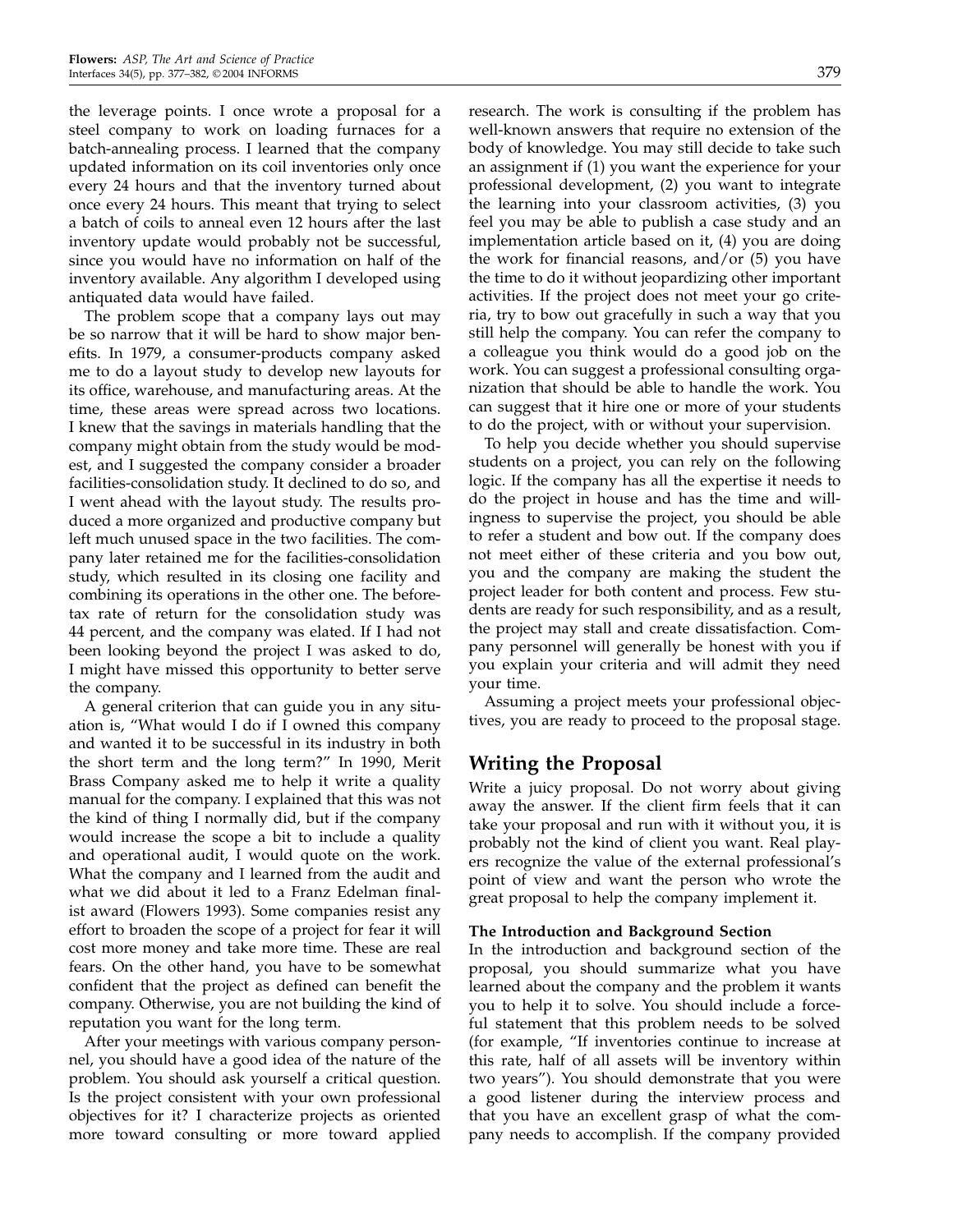the leverage points. I once wrote a proposal for a steel company to work on loading furnaces for a batch-annealing process. I learned that the company updated information on its coil inventories only once every 24 hours and that the inventory turned about once every 24 hours. This meant that trying to select a batch of coils to anneal even 12 hours after the last inventory update would probably not be successful, since you would have no information on half of the inventory available. Any algorithm I developed using antiquated data would have failed.

The problem scope that a company lays out may be so narrow that it will be hard to show major benefits. In 1979, a consumer-products company asked me to do a layout study to develop new layouts for its office, warehouse, and manufacturing areas. At the time, these areas were spread across two locations. I knew that the savings in materials handling that the company might obtain from the study would be modest, and I suggested the company consider a broader facilities-consolidation study. It declined to do so, and I went ahead with the layout study. The results produced a more organized and productive company but left much unused space in the two facilities. The company later retained me for the facilities-consolidation study, which resulted in its closing one facility and combining its operations in the other one. The before-tax rate of return for the consolidation study was 44 percent, and the company was elated. If I had not been looking beyond the project I was asked to do, I might have missed this opportunity to better serve the company.

A general criterion that can guide you in any situation is, "What would I do if I owned this company and wanted it to be successful in its industry in both the short term and the long term?" In 1990, Merit Brass Company asked me to help it write a quality manual for the company. I explained that this was not the kind of thing I normally did, but if the company would increase the scope a bit to include a quality and operational audit, I would quote on the work. What the company and I learned from the audit and what we did about it led to a Franz Edelman finalist award (Flowers 1993). Some companies resist any effort to broaden the scope of a project for fear it will cost more money and take more time. These are real fears. On the other hand, you have to be somewhat confident that the project as defined can benefit the company. Otherwise, you are not building the kind of reputation you want for the long term.

After your meetings with various company personnel, you should have a good idea of the nature of the problem. You should ask yourself a critical question. Is the project consistent with your own professional objectives for it? I characterize projects as oriented more toward consulting or more toward applied research. The work is consulting if the problem has well-known answers that require no extension of the body of knowledge. You may still decide to take such an assignment if (1) you want the experience for your professional development, (2) you want to integrate the learning into your classroom activities, (3) you feel you may be able to publish a case study and an implementation article based on it, (4) you are doing the work for financial reasons, and/or (5) you have the time to do it without jeopardizing other important activities. If the project does not meet your go criteria, try to bow out gracefully in such a way that you still help the company. You can refer the company to a colleague you think would do a good job on the work. You can suggest a professional consulting organization that should be able to handle the work. You can suggest that it hire one or more of your students to do the project, with or without your supervision.

To help you decide whether you should supervise students on a project, you can rely on the following logic. If the company has all the expertise it needs to do the project in house and has the time and willingness to supervise the project, you should be able to refer a student and bow out. If the company does not meet either of these criteria and you bow out, you and the company are making the student the project leader for both content and process. Few students are ready for such responsibility, and as a result, the project may stall and create dissatisfaction. Company personnel will generally be honest with you if you explain your criteria and will admit they need your time.

Assuming a project meets your professional objectives, you are ready to proceed to the proposal stage.

## Writing the Proposal

Write a juicy proposal. Do not worry about giving away the answer. If the client firm feels that it can take your proposal and run with it without you, it is probably not the kind of client you want. Real players recognize the value of the external professional's point of view and want the person who wrote the great proposal to help the company implement it.

### The Introduction and Background Section

In the introduction and background section of the proposal, you should summarize what you have learned about the company and the problem it wants you to help it to solve. You should include a forceful statement that this problem needs to be solved (for example, "If inventories continue to increase at this rate, half of all assets will be inventory within two years"). You should demonstrate that you were a good listener during the interview process and that you have an excellent grasp of what the company needs to accomplish. If the company provided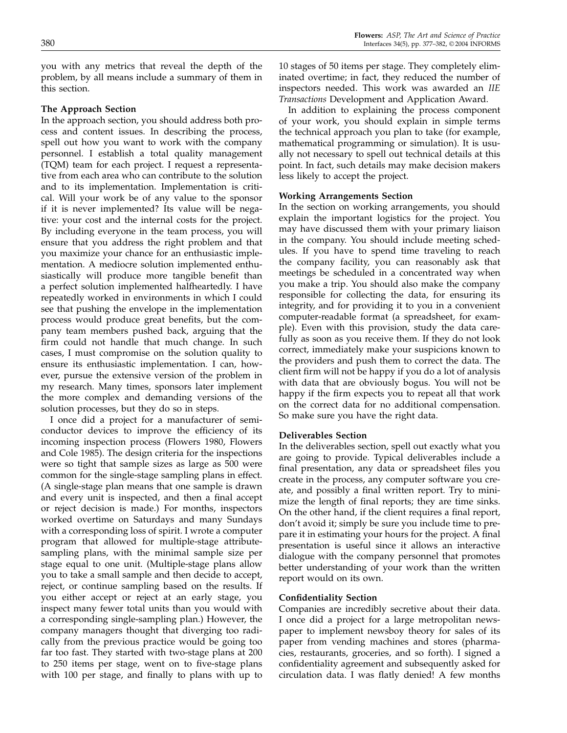you with any metrics that reveal the depth of the problem, by all means include a summary of them in this section.

### The Approach Section

In the approach section, you should address both process and content issues. In describing the process, spell out how you want to work with the company personnel. I establish a total quality management (TQM) team for each project. I request a representative from each area who can contribute to the solution and to its implementation. Implementation is critical. Will your work be of any value to the sponsor if it is never implemented? Its value will be negative: your cost and the internal costs for the project. By including everyone in the team process, you will ensure that you address the right problem and that you maximize your chance for an enthusiastic implementation. A mediocre solution implemented enthusiastically will produce more tangible benefit than a perfect solution implemented halfheartedly. I have repeatedly worked in environments in which I could see that pushing the envelope in the implementation process would produce great benefits, but the company team members pushed back, arguing that the firm could not handle that much change. In such cases, I must compromise on the solution quality to ensure its enthusiastic implementation. I can, however, pursue the extensive version of the problem in my research. Many times, sponsors later implement the more complex and demanding versions of the solution processes, but they do so in steps.

I once did a project for a manufacturer of semiconductor devices to improve the efficiency of its incoming inspection process (Flowers 1980, Flowers and Cole 1985). The design criteria for the inspections were so tight that sample sizes as large as 500 were common for the single-stage sampling plans in effect. (A single-stage plan means that one sample is drawn and every unit is inspected, and then a final accept or reject decision is made.) For months, inspectors worked overtime on Saturdays and many Sundays with a corresponding loss of spirit. I wrote a computer program that allowed for multiple-stage attribute-sampling plans, with the minimal sample size per stage equal to one unit. (Multiple-stage plans allow you to take a small sample and then decide to accept, reject, or continue sampling based on the results. If you either accept or reject at an early stage, you inspect many fewer total units than you would with a corresponding single-sampling plan.) However, the company managers thought that diverging too radically from the previous practice would be going too far too fast. They started with two-stage plans at 200 to 250 items per stage, went on to five-stage plans with 100 per stage, and finally to plans with up to 10 stages of 50 items per stage. They completely eliminated overtime; in fact, they reduced the number of inspectors needed. This work was awarded an *IIE Transactions* Development and Application Award.

In addition to explaining the process component of your work, you should explain in simple terms the technical approach you plan to take (for example, mathematical programming or simulation). It is usually not necessary to spell out technical details at this point. In fact, such details may make decision makers less likely to accept the project.

### Working Arrangements Section

In the section on working arrangements, you should explain the important logistics for the project. You may have discussed them with your primary liaison in the company. You should include meeting schedules. If you have to spend time traveling to reach the company facility, you can reasonably ask that meetings be scheduled in a concentrated way when you make a trip. You should also make the company responsible for collecting the data, for ensuring its integrity, and for providing it to you in a convenient computer-readable format (a spreadsheet, for example). Even with this provision, study the data carefully as soon as you receive them. If they do not look correct, immediately make your suspicions known to the providers and push them to correct the data. The client firm will not be happy if you do a lot of analysis with data that are obviously bogus. You will not be happy if the firm expects you to repeat all that work on the correct data for no additional compensation. So make sure you have the right data.

### Deliverables Section

In the deliverables section, spell out exactly what you are going to provide. Typical deliverables include a final presentation, any data or spreadsheet files you create in the process, any computer software you create, and possibly a final written report. Try to minimize the length of final reports; they are time sinks. On the other hand, if the client requires a final report, don't avoid it; simply be sure you include time to prepare it in estimating your hours for the project. A final presentation is useful since it allows an interactive dialogue with the company personnel that promotes better understanding of your work than the written report would on its own.

### Confidentiality Section

Companies are incredibly secretive about their data. I once did a project for a large metropolitan newspaper to implement newsboy theory for sales of its paper from vending machines and stores (pharmacies, restaurants, groceries, and so forth). I signed a confidentiality agreement and subsequently asked for circulation data. I was flatly denied! A few months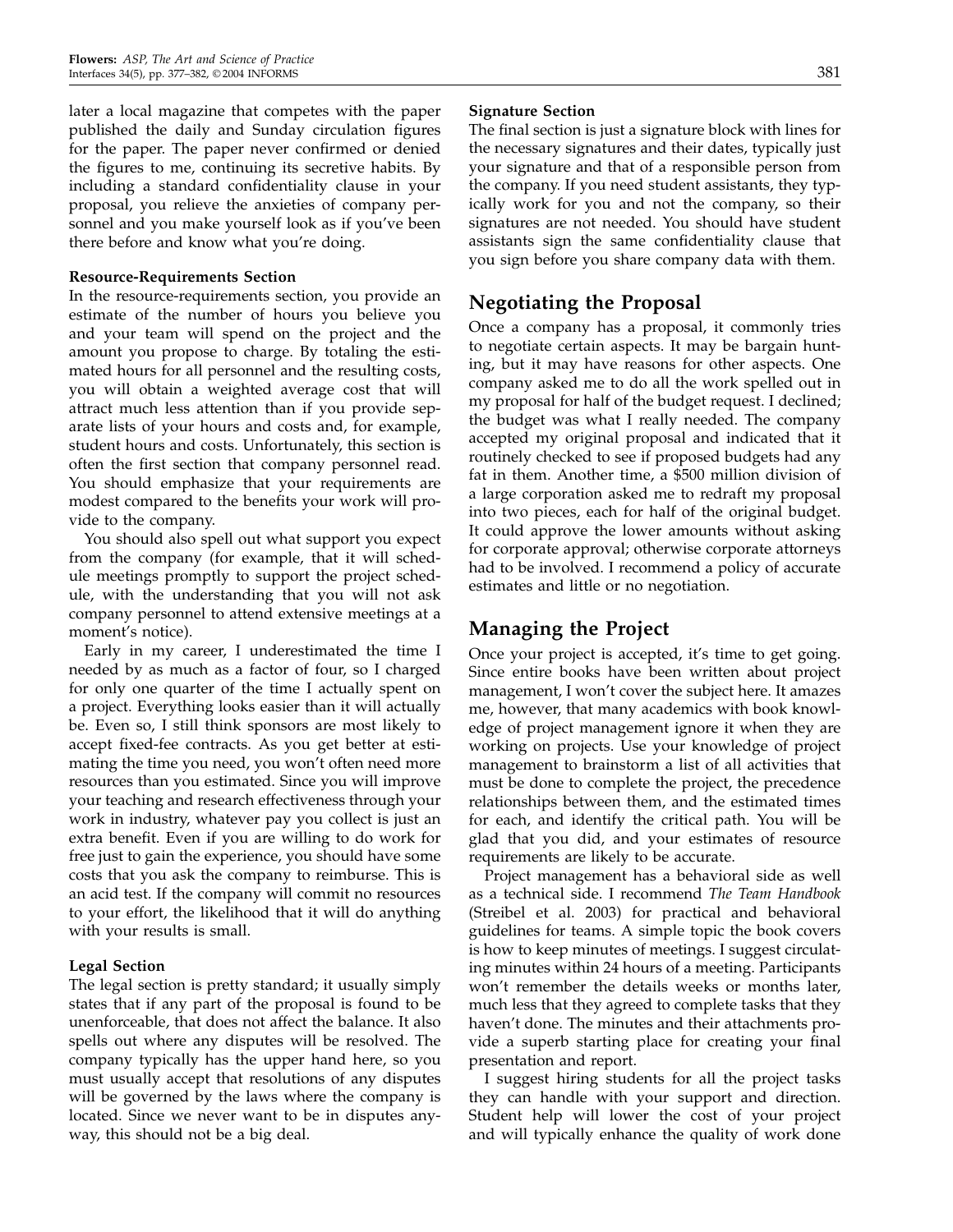later a local magazine that competes with the paper published the daily and Sunday circulation figures for the paper. The paper never confirmed or denied the figures to me, continuing its secretive habits. By including a standard confidentiality clause in your proposal, you relieve the anxieties of company personnel and you make yourself look as if you've been there before and know what you're doing.

**Resource-Requirements Section**

In the resource-requirements section, you provide an estimate of the number of hours you believe you and your team will spend on the project and the amount you propose to charge. By totaling the estimated hours for all personnel and the resulting costs, you will obtain a weighted average cost that will attract much less attention than if you provide separate lists of your hours and costs and, for example, student hours and costs. Unfortunately, this section is often the first section that company personnel read. You should emphasize that your requirements are modest compared to the benefits your work will provide to the company.

You should also spell out what support you expect from the company (for example, that it will schedule meetings promptly to support the project schedule, with the understanding that you will not ask company personnel to attend extensive meetings at a moment's notice).

Early in my career, I underestimated the time I needed by as much as a factor of four, so I charged for only one quarter of the time I actually spent on a project. Everything looks easier than it will actually be. Even so, I still think sponsors are most likely to accept fixed-fee contracts. As you get better at estimating the time you need, you won't often need more resources than you estimated. Since you will improve your teaching and research effectiveness through your work in industry, whatever pay you collect is just an extra benefit. Even if you are willing to do work for free just to gain the experience, you should have some costs that you ask the company to reimburse. This is an acid test. If the company will commit no resources to your effort, the likelihood that it will do anything with your results is small.

**Legal Section**

The legal section is pretty standard; it usually simply states that if any part of the proposal is found to be unenforceable, that does not affect the balance. It also spells out where any disputes will be resolved. The company typically has the upper hand here, so you must usually accept that resolutions of any disputes will be governed by the laws where the company is located. Since we never want to be in disputes anyway, this should not be a big deal.

**Signature Section**

The final section is just a signature block with lines for the necessary signatures and their dates, typically just your signature and that of a responsible person from the company. If you need student assistants, they typically work for you and not the company, so their signatures are not needed. You should have student assistants sign the same confidentiality clause that you sign before you share company data with them.

## Negotiating the Proposal

Once a company has a proposal, it commonly tries to negotiate certain aspects. It may be bargain hunting, but it may have reasons for other aspects. One company asked me to do all the work spelled out in my proposal for half of the budget request. I declined; the budget was what I really needed. The company accepted my original proposal and indicated that it routinely checked to see if proposed budgets had any fat in them. Another time, a $500 million division of a large corporation asked me to redraft my proposal into two pieces, each for half of the original budget. It could approve the lower amounts without asking for corporate approval; otherwise corporate attorneys had to be involved. I recommend a policy of accurate estimates and little or no negotiation.

## Managing the Project

Once your project is accepted, it's time to get going. Since entire books have been written about project management, I won't cover the subject here. It amazes me, however, that many academics with book knowledge of project management ignore it when they are working on projects. Use your knowledge of project management to brainstorm a list of all activities that must be done to complete the project, the precedence relationships between them, and the estimated times for each, and identify the critical path. You will be glad that you did, and your estimates of resource requirements are likely to be accurate.

Project management has a behavioral side as well as a technical side. I recommend *The Team Handbook* (Streibel et al. 2003) for practical and behavioral guidelines for teams. A simple topic the book covers is how to keep minutes of meetings. I suggest circulating minutes within 24 hours of a meeting. Participants won't remember the details weeks or months later, much less that they agreed to complete tasks that they haven't done. The minutes and their attachments provide a superb starting place for creating your final presentation and report.

I suggest hiring students for all the project tasks they can handle with your support and direction. Student help will lower the cost of your project and will typically enhance the quality of work done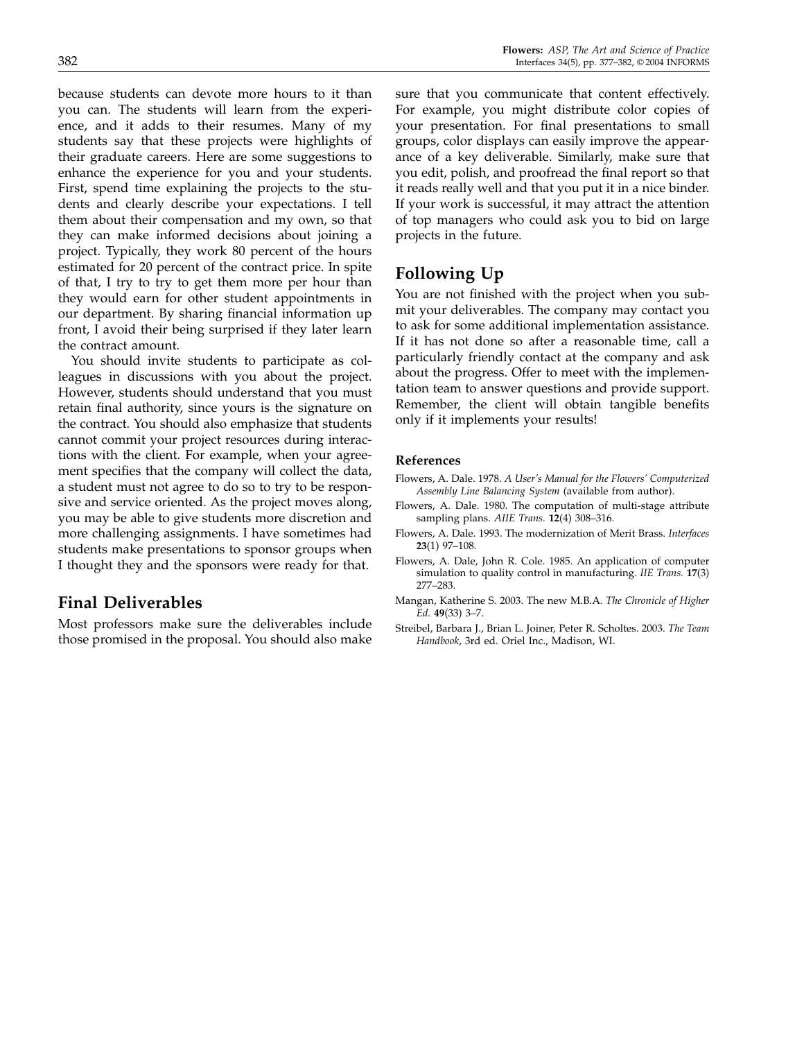because students can devote more hours to it than you can. The students will learn from the experience, and it adds to their resumes. Many of my students say that these projects were highlights of their graduate careers. Here are some suggestions to enhance the experience for you and your students. First, spend time explaining the projects to the students and clearly describe your expectations. I tell them about their compensation and my own, so that they can make informed decisions about joining a project. Typically, they work 80 percent of the hours estimated for 20 percent of the contract price. In spite of that, I try to try to get them more per hour than they would earn for other student appointments in our department. By sharing financial information up front, I avoid their being surprised if they later learn the contract amount.

You should invite students to participate as colleagues in discussions with you about the project. However, students should understand that you must retain final authority, since yours is the signature on the contract. You should also emphasize that students cannot commit your project resources during interactions with the client. For example, when your agreement specifies that the company will collect the data, a student must not agree to do so to try to be responsive and service oriented. As the project moves along, you may be able to give students more discretion and more challenging assignments. I have sometimes had students make presentations to sponsor groups when I thought they and the sponsors were ready for that.

## Final Deliverables

Most professors make sure the deliverables include those promised in the proposal. You should also make sure that you communicate that content effectively. For example, you might distribute color copies of your presentation. For final presentations to small groups, color displays can easily improve the appearance of a key deliverable. Similarly, make sure that you edit, polish, and proofread the final report so that it reads really well and that you put it in a nice binder. If your work is successful, it may attract the attention of top managers who could ask you to bid on large projects in the future.

## Following Up

You are not finished with the project when you submit your deliverables. The company may contact you to ask for some additional implementation assistance. If it has not done so after a reasonable time, call a particularly friendly contact at the company and ask about the progress. Offer to meet with the implementation team to answer questions and provide support. Remember, the client will obtain tangible benefits only if it implements your results!

### References

Flowers, A. Dale. 1978. *A User's Manual for the Flowers' Computerized Assembly Line Balancing System* (available from author).

Flowers, A. Dale. 1980. The computation of multi-stage attribute sampling plans. *AIIE Trans.* **12**(4) 308–316.

Flowers, A. Dale. 1993. The modernization of Merit Brass. *Interfaces* **23**(1) 97–108.

Flowers, A. Dale, John R. Cole. 1985. An application of computer simulation to quality control in manufacturing. *IIE Trans.* **17**(3) 277–283.

Mangan, Katherine S. 2003. The new M.B.A. *The Chronicle of Higher Ed.* **49**(33) 3–7.

Streibel, Barbara J., Brian L. Joiner, Peter R. Scholtes. 2003. *The Team Handbook*, 3rd ed. Oriel Inc., Madison, WI.